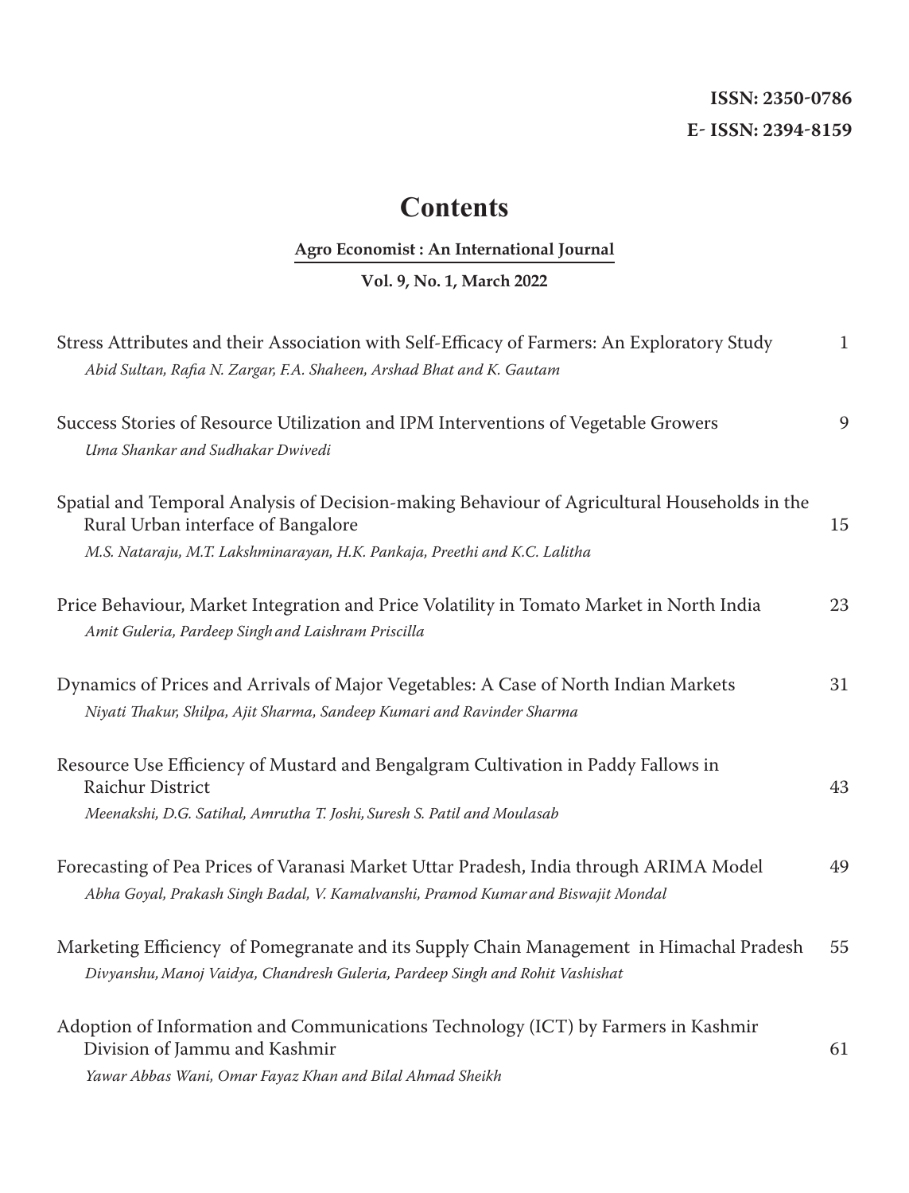**ISSN: 2350-0786**

**E- ISSN: 2394-8159**

# Contents

**Agro Economist : An International Journal**

**Vol. 9, No. 1, March 2022**

Stress Attributes and their Association with Self-Efficacy of Farmers: An Exploratory Study — 1
*Abid Sultan, Rafia N. Zargar, F.A. Shaheen, Arshad Bhat and K. Gautam*

Success Stories of Resource Utilization and IPM Interventions of Vegetable Growers — 9
*Uma Shankar and Sudhakar Dwivedi*

Spatial and Temporal Analysis of Decision-making Behaviour of Agricultural Households in the Rural Urban interface of Bangalore — 15
*M.S. Nataraju, M.T. Lakshminarayan, H.K. Pankaja, Preethi and K.C. Lalitha*

Price Behaviour, Market Integration and Price Volatility in Tomato Market in North India — 23
*Amit Guleria, Pardeep Singh and Laishram Priscilla*

Dynamics of Prices and Arrivals of Major Vegetables: A Case of North Indian Markets — 31
*Niyati Thakur, Shilpa, Ajit Sharma, Sandeep Kumari and Ravinder Sharma*

Resource Use Efficiency of Mustard and Bengalgram Cultivation in Paddy Fallows in Raichur District — 43
*Meenakshi, D.G. Satihal, Amrutha T. Joshi, Suresh S. Patil and Moulasab*

Forecasting of Pea Prices of Varanasi Market Uttar Pradesh, India through ARIMA Model — 49
*Abha Goyal, Prakash Singh Badal, V. Kamalvanshi, Pramod Kumar and Biswajit Mondal*

Marketing Efficiency of Pomegranate and its Supply Chain Management in Himachal Pradesh — 55
*Divyanshu, Manoj Vaidya, Chandresh Guleria, Pardeep Singh and Rohit Vashishat*

Adoption of Information and Communications Technology (ICT) by Farmers in Kashmir Division of Jammu and Kashmir — 61
*Yawar Abbas Wani, Omar Fayaz Khan and Bilal Ahmad Sheikh*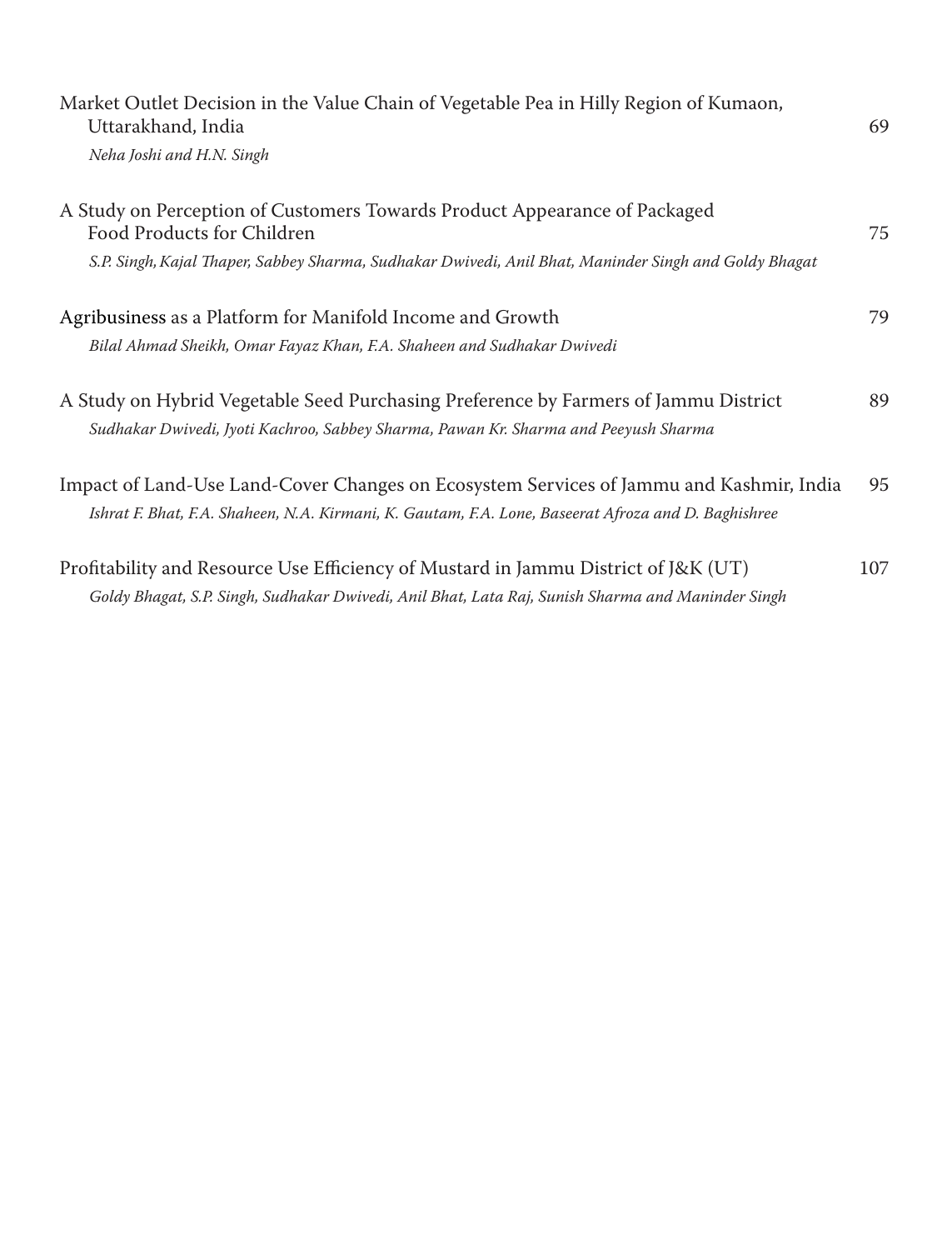Market Outlet Decision in the Value Chain of Vegetable Pea in Hilly Region of Kumaon, Uttarakhand, India 69
*Neha Joshi and H.N. Singh*

A Study on Perception of Customers Towards Product Appearance of Packaged Food Products for Children 75
*S.P. Singh, Kajal Thaper, Sabbey Sharma, Sudhakar Dwivedi, Anil Bhat, Maninder Singh and Goldy Bhagat*

Agribusiness as a Platform for Manifold Income and Growth 79
*Bilal Ahmad Sheikh, Omar Fayaz Khan, F.A. Shaheen and Sudhakar Dwivedi*

A Study on Hybrid Vegetable Seed Purchasing Preference by Farmers of Jammu District 89
*Sudhakar Dwivedi, Jyoti Kachroo, Sabbey Sharma, Pawan Kr. Sharma and Peeyush Sharma*

Impact of Land-Use Land-Cover Changes on Ecosystem Services of Jammu and Kashmir, India 95
*Ishrat F. Bhat, F.A. Shaheen, N.A. Kirmani, K. Gautam, F.A. Lone, Baseerat Afroza and D. Baghishree*

Profitability and Resource Use Efficiency of Mustard in Jammu District of J&K (UT) 107
*Goldy Bhagat, S.P. Singh, Sudhakar Dwivedi, Anil Bhat, Lata Raj, Sunish Sharma and Maninder Singh*